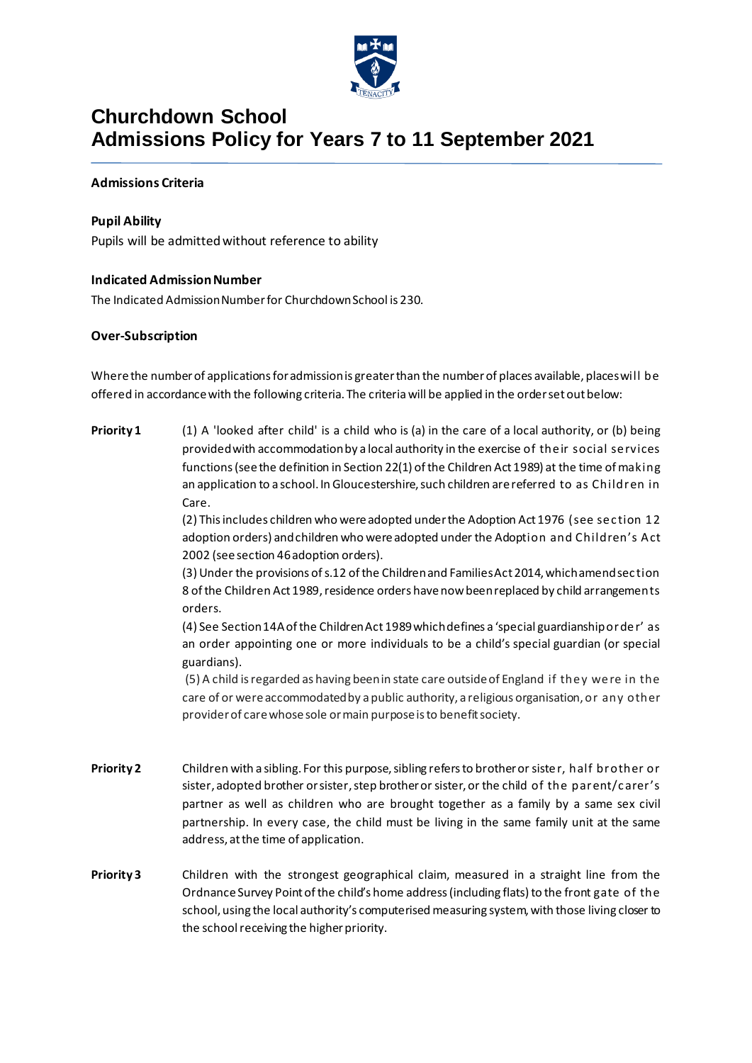# Churchdown School
# Admissions Policy for Years 7 to 11 September 2021

## Admissions Criteria

### Pupil Ability

Pupils will be admitted without reference to ability

### Indicated Admission Number

The Indicated Admission Number for Churchdown School is 230.

### Over-Subscription

Where the number of applications for admission is greater than the number of places available, places will be offered in accordance with the following criteria. The criteria will be applied in the order set out below:

**Priority 1**

(1) A 'looked after child' is a child who is (a) in the care of a local authority, or (b) being provided with accommodation by a local authority in the exercise of their social services functions (see the definition in Section 22(1) of the Children Act 1989) at the time of making an application to a school. In Gloucestershire, such children are referred to as Children in Care.

(2) This includes children who were adopted under the Adoption Act 1976 (see section 12 adoption orders) and children who were adopted under the Adoption and Children's Act 2002 (see section 46 adoption orders).

(3) Under the provisions of s.12 of the Children and Families Act 2014, which amend section 8 of the Children Act 1989, residence orders have now been replaced by child arrangements orders.

(4) See Section 14A of the Children Act 1989 which defines a 'special guardianship order' as an order appointing one or more individuals to be a child's special guardian (or special guardians).

(5) A child is regarded as having been in state care outside of England if they were in the care of or were accommodated by a public authority, a religious organisation, or any other provider of care whose sole or main purpose is to benefit society.

**Priority 2**

Children with a sibling. For this purpose, sibling refers to brother or sister, half brother or sister, adopted brother or sister, step brother or sister, or the child of the parent/carer's partner as well as children who are brought together as a family by a same sex civil partnership. In every case, the child must be living in the same family unit at the same address, at the time of application.

**Priority 3**

Children with the strongest geographical claim, measured in a straight line from the Ordnance Survey Point of the child's home address (including flats) to the front gate of the school, using the local authority's computerised measuring system, with those living closer to the school receiving the higher priority.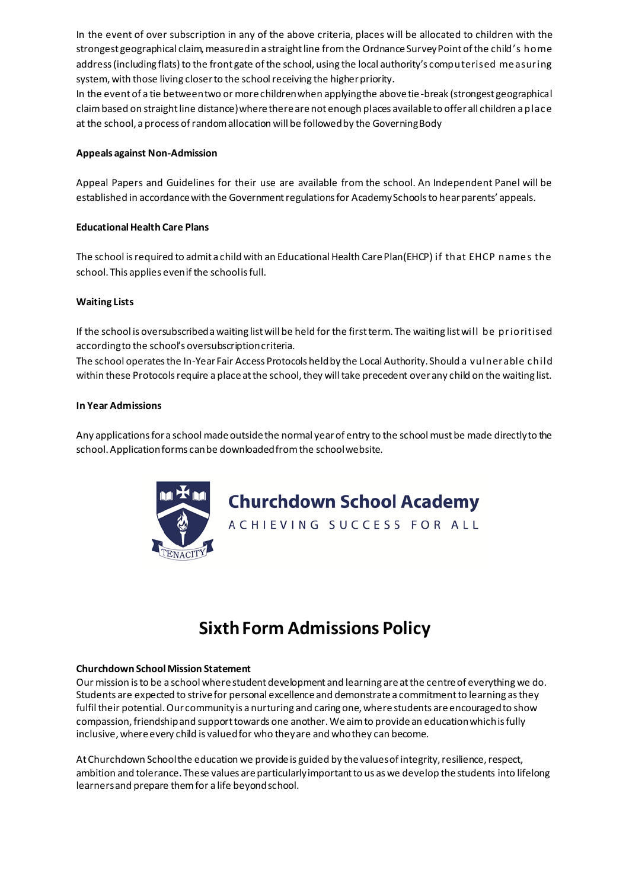In the event of over subscription in any of the above criteria, places will be allocated to children with the strongest geographical claim, measured in a straight line from the Ordnance Survey Point of the child's home address (including flats) to the front gate of the school, using the local authority's computerised measuring system, with those living closer to the school receiving the higher priority.
In the event of a tie between two or more children when applying the above tie-break (strongest geographical claim based on straight line distance) where there are not enough places available to offer all children a place at the school, a process of random allocation will be followed by the Governing Body

**Appeals against Non-Admission**

Appeal Papers and Guidelines for their use are available from the school. An Independent Panel will be established in accordance with the Government regulations for Academy Schools to hear parents' appeals.

**Educational Health Care Plans**

The school is required to admit a child with an Educational Health Care Plan (EHCP) if that EHCP names the school. This applies even if the school is full.

**Waiting Lists**

If the school is oversubscribed a waiting list will be held for the first term. The waiting list will be prioritised according to the school's oversubscription criteria.
The school operates the In-Year Fair Access Protocols held by the Local Authority. Should a vulnerable child within these Protocols require a place at the school, they will take precedent over any child on the waiting list.

**In Year Admissions**

Any applications for a school made outside the normal year of entry to the school must be made directly to the school. Application forms can be downloaded from the school website.

**Churchdown School Academy**
ACHIEVING SUCCESS FOR ALL

# Sixth Form Admissions Policy

**Churchdown School Mission Statement**
Our mission is to be a school where student development and learning are at the centre of everything we do. Students are expected to strive for personal excellence and demonstrate a commitment to learning as they fulfil their potential. Our community is a nurturing and caring one, where students are encouraged to show compassion, friendship and support towards one another. We aim to provide an education which is fully inclusive, where every child is valued for who they are and who they can become.

At Churchdown School the education we provide is guided by the values of integrity, resilience, respect, ambition and tolerance. These values are particularly important to us as we develop the students into lifelong learners and prepare them for a life beyond school.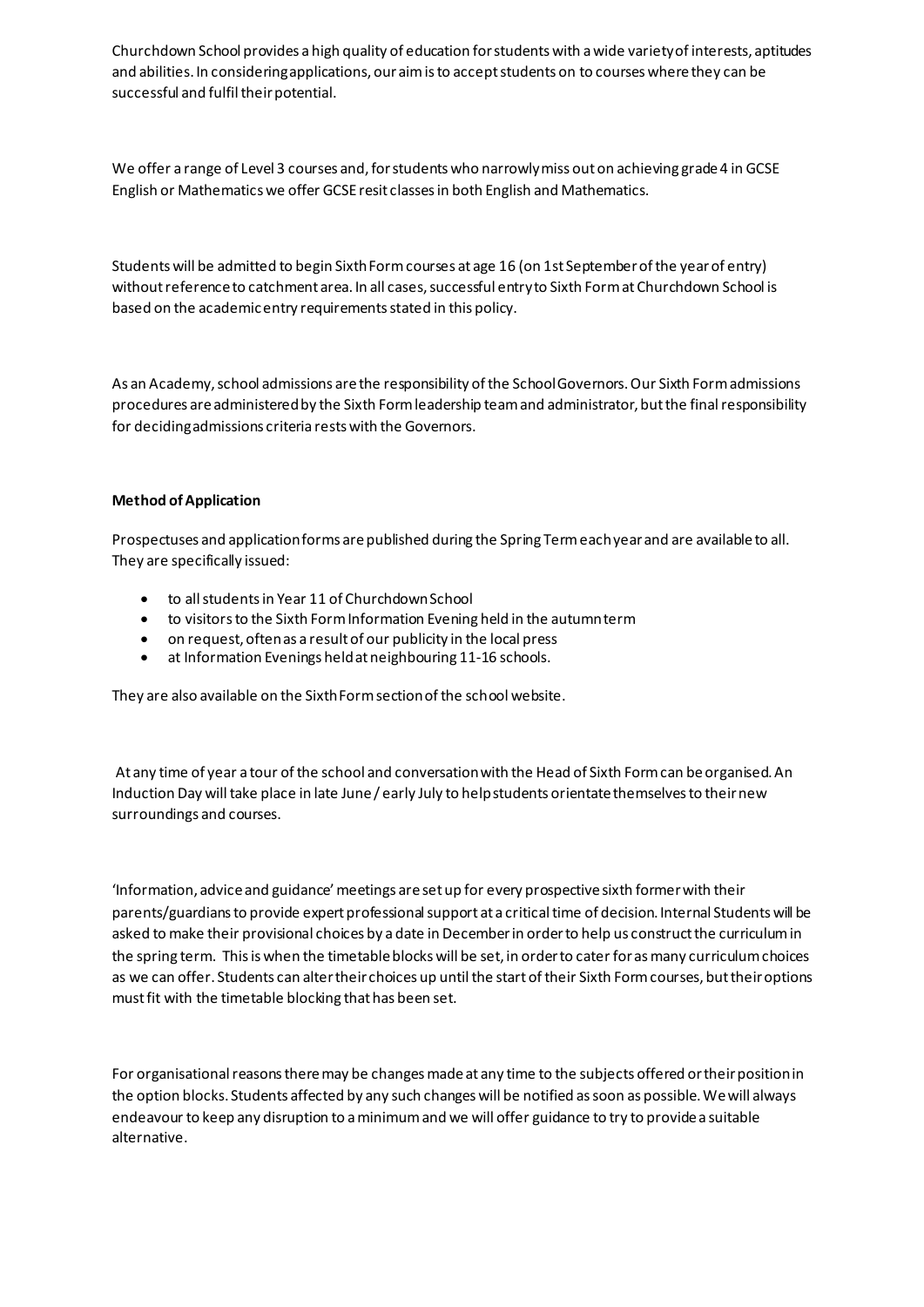Churchdown School provides a high quality of education for students with a wide variety of interests, aptitudes and abilities. In considering applications, our aim is to accept students on to courses where they can be successful and fulfil their potential.

We offer a range of Level 3 courses and, for students who narrowly miss out on achieving grade 4 in GCSE English or Mathematics we offer GCSE resit classes in both English and Mathematics.

Students will be admitted to begin Sixth Form courses at age 16 (on 1st September of the year of entry) without reference to catchment area. In all cases, successful entry to Sixth Form at Churchdown School is based on the academic entry requirements stated in this policy.

As an Academy, school admissions are the responsibility of the School Governors. Our Sixth Form admissions procedures are administered by the Sixth Form leadership team and administrator, but the final responsibility for deciding admissions criteria rests with the Governors.

**Method of Application**

Prospectuses and application forms are published during the Spring Term each year and are available to all. They are specifically issued:

- to all students in Year 11 of Churchdown School
- to visitors to the Sixth Form Information Evening held in the autumn term
- on request, often as a result of our publicity in the local press
- at Information Evenings held at neighbouring 11-16 schools.

They are also available on the Sixth Form section of the school website.

At any time of year a tour of the school and conversation with the Head of Sixth Form can be organised. An Induction Day will take place in late June / early July to help students orientate themselves to their new surroundings and courses.

'Information, advice and guidance' meetings are set up for every prospective sixth former with their parents/guardians to provide expert professional support at a critical time of decision. Internal Students will be asked to make their provisional choices by a date in December in order to help us construct the curriculum in the spring term. This is when the timetable blocks will be set, in order to cater for as many curriculum choices as we can offer. Students can alter their choices up until the start of their Sixth Form courses, but their options must fit with the timetable blocking that has been set.

For organisational reasons there may be changes made at any time to the subjects offered or their position in the option blocks. Students affected by any such changes will be notified as soon as possible. We will always endeavour to keep any disruption to a minimum and we will offer guidance to try to provide a suitable alternative.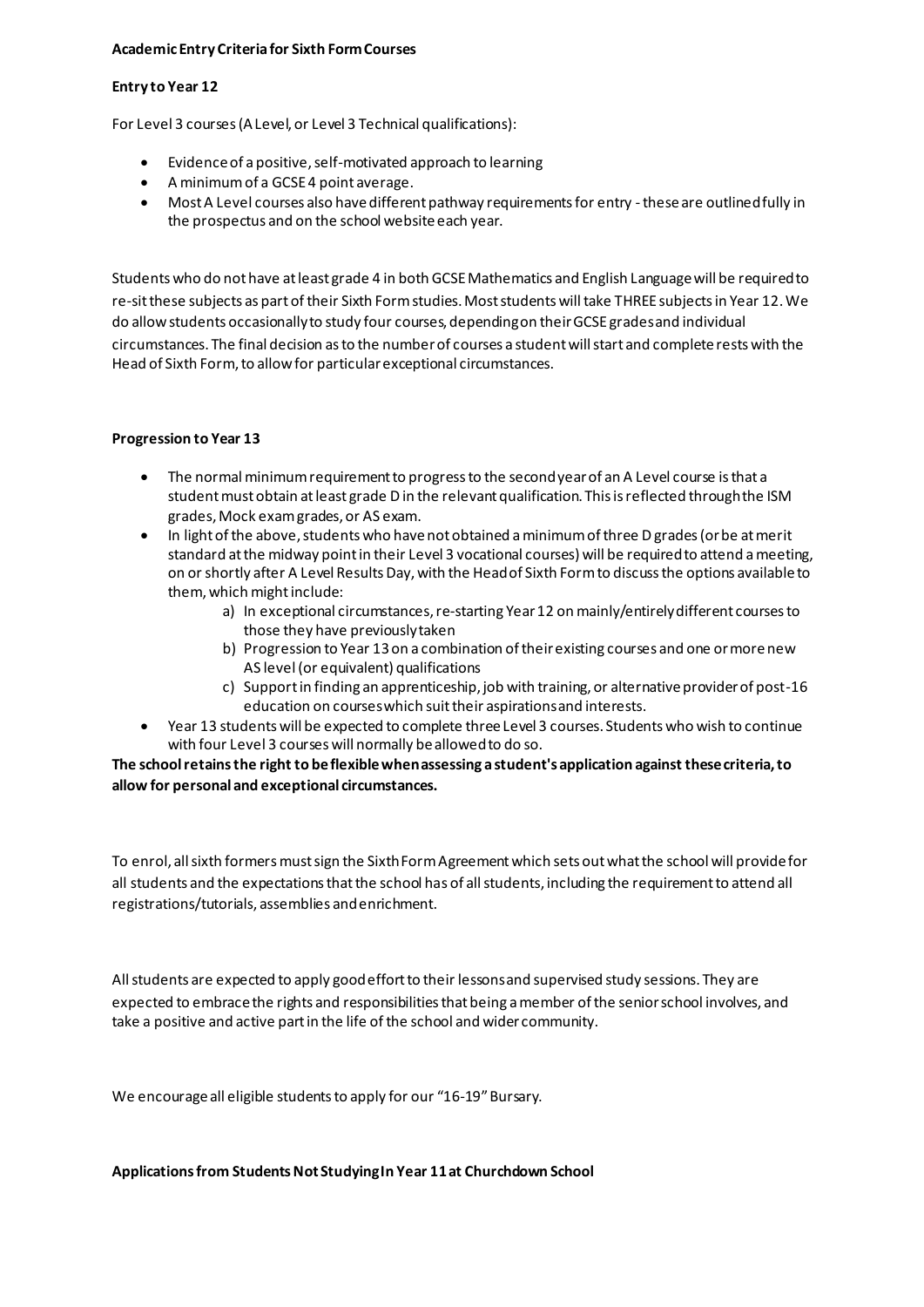**Academic Entry Criteria for Sixth Form Courses**

**Entry to Year 12**

For Level 3 courses (A Level, or Level 3 Technical qualifications):

- Evidence of a positive, self-motivated approach to learning
- A minimum of a GCSE 4 point average.
- Most A Level courses also have different pathway requirements for entry - these are outlined fully in the prospectus and on the school website each year.

Students who do not have at least grade 4 in both GCSE Mathematics and English Language will be required to re-sit these subjects as part of their Sixth Form studies. Most students will take THREE subjects in Year 12. We do allow students occasionally to study four courses, depending on their GCSE grades and individual circumstances. The final decision as to the number of courses a student will start and complete rests with the Head of Sixth Form, to allow for particular exceptional circumstances.

**Progression to Year 13**

- The normal minimum requirement to progress to the second year of an A Level course is that a student must obtain at least grade D in the relevant qualification. This is reflected through the ISM grades, Mock exam grades, or AS exam.
- In light of the above, students who have not obtained a minimum of three D grades (or be at merit standard at the midway point in their Level 3 vocational courses) will be required to attend a meeting, on or shortly after A Level Results Day, with the Head of Sixth Form to discuss the options available to them, which might include:
    a) In exceptional circumstances, re-starting Year 12 on mainly/entirely different courses to those they have previously taken
    b) Progression to Year 13 on a combination of their existing courses and one or more new AS level (or equivalent) qualifications
    c) Support in finding an apprenticeship, job with training, or alternative provider of post-16 education on courses which suit their aspirations and interests.
- Year 13 students will be expected to complete three Level 3 courses. Students who wish to continue with four Level 3 courses will normally be allowed to do so.

**The school retains the right to be flexible when assessing a student's application against these criteria, to allow for personal and exceptional circumstances.**

To enrol, all sixth formers must sign the Sixth Form Agreement which sets out what the school will provide for all students and the expectations that the school has of all students, including the requirement to attend all registrations/tutorials, assemblies and enrichment.

All students are expected to apply good effort to their lessons and supervised study sessions. They are expected to embrace the rights and responsibilities that being a member of the senior school involves, and take a positive and active part in the life of the school and wider community.

We encourage all eligible students to apply for our "16-19" Bursary.

**Applications from Students Not Studying In Year 11 at Churchdown School**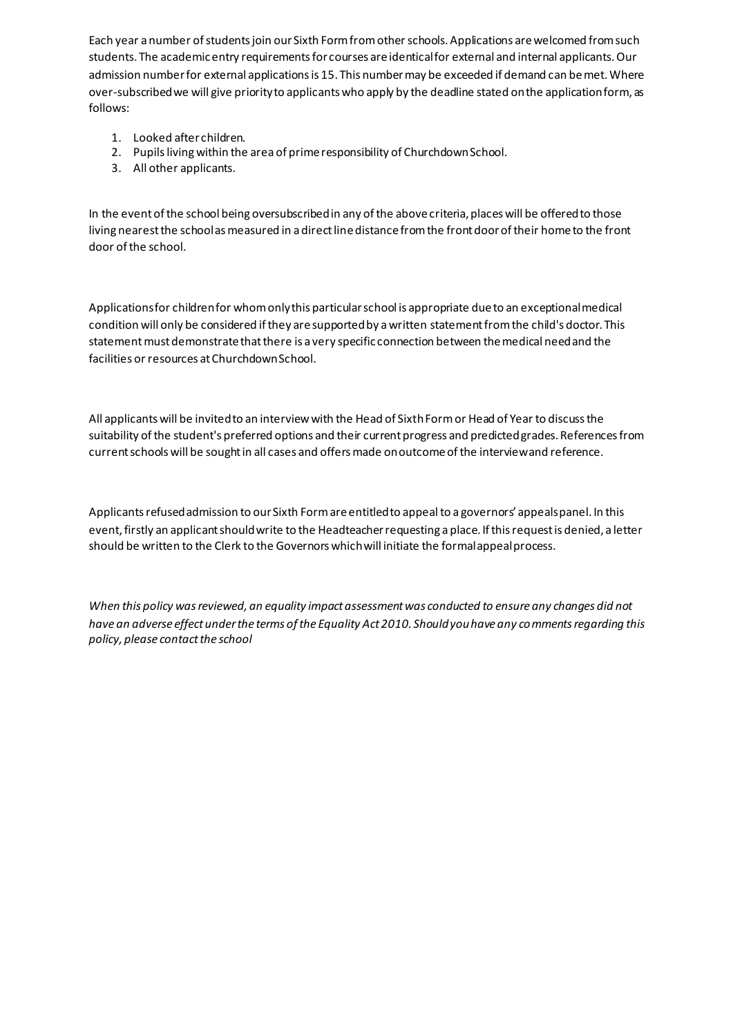Each year a number of students join our Sixth Form from other schools. Applications are welcomed from such students. The academic entry requirements for courses are identical for external and internal applicants. Our admission number for external applications is 15. This number may be exceeded if demand can be met. Where over-subscribed we will give priority to applicants who apply by the deadline stated on the application form, as follows:

1. Looked after children.
2. Pupils living within the area of prime responsibility of Churchdown School.
3. All other applicants.

In the event of the school being oversubscribed in any of the above criteria, places will be offered to those living nearest the school as measured in a direct line distance from the front door of their home to the front door of the school.

Applications for children for whom only this particular school is appropriate due to an exceptional medical condition will only be considered if they are supported by a written statement from the child's doctor. This statement must demonstrate that there is a very specific connection between the medical need and the facilities or resources at Churchdown School.

All applicants will be invited to an interview with the Head of Sixth Form or Head of Year to discuss the suitability of the student's preferred options and their current progress and predicted grades. References from current schools will be sought in all cases and offers made on outcome of the interview and reference.

Applicants refused admission to our Sixth Form are entitled to appeal to a governors' appeals panel. In this event, firstly an applicant should write to the Headteacher requesting a place. If this request is denied, a letter should be written to the Clerk to the Governors which will initiate the formal appeal process.

*When this policy was reviewed, an equality impact assessment was conducted to ensure any changes did not have an adverse effect under the terms of the Equality Act 2010. Should you have any comments regarding this policy, please contact the school*